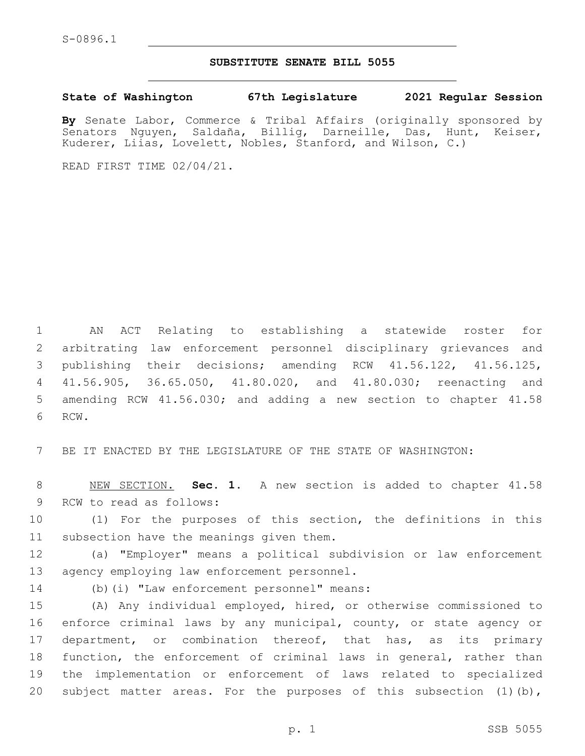S-0896.1

## SUBSTITUTE SENATE BILL 5055

**State of Washington 67th Legislature 2021 Regular Session**

**By** Senate Labor, Commerce & Tribal Affairs (originally sponsored by Senators Nguyen, Saldaña, Billig, Darneille, Das, Hunt, Keiser, Kuderer, Liias, Lovelett, Nobles, Stanford, and Wilson, C.)

READ FIRST TIME 02/04/21.

AN ACT Relating to establishing a statewide roster for arbitrating law enforcement personnel disciplinary grievances and publishing their decisions; amending RCW 41.56.122, 41.56.125, 41.56.905, 36.65.050, 41.80.020, and 41.80.030; reenacting and amending RCW 41.56.030; and adding a new section to chapter 41.58 RCW.

BE IT ENACTED BY THE LEGISLATURE OF THE STATE OF WASHINGTON:

NEW SECTION. **Sec. 1.** A new section is added to chapter 41.58 RCW to read as follows:

(1) For the purposes of this section, the definitions in this subsection have the meanings given them.

(a) "Employer" means a political subdivision or law enforcement agency employing law enforcement personnel.

(b)(i) "Law enforcement personnel" means:

(A) Any individual employed, hired, or otherwise commissioned to enforce criminal laws by any municipal, county, or state agency or department, or combination thereof, that has, as its primary function, the enforcement of criminal laws in general, rather than the implementation or enforcement of laws related to specialized subject matter areas. For the purposes of this subsection (1)(b),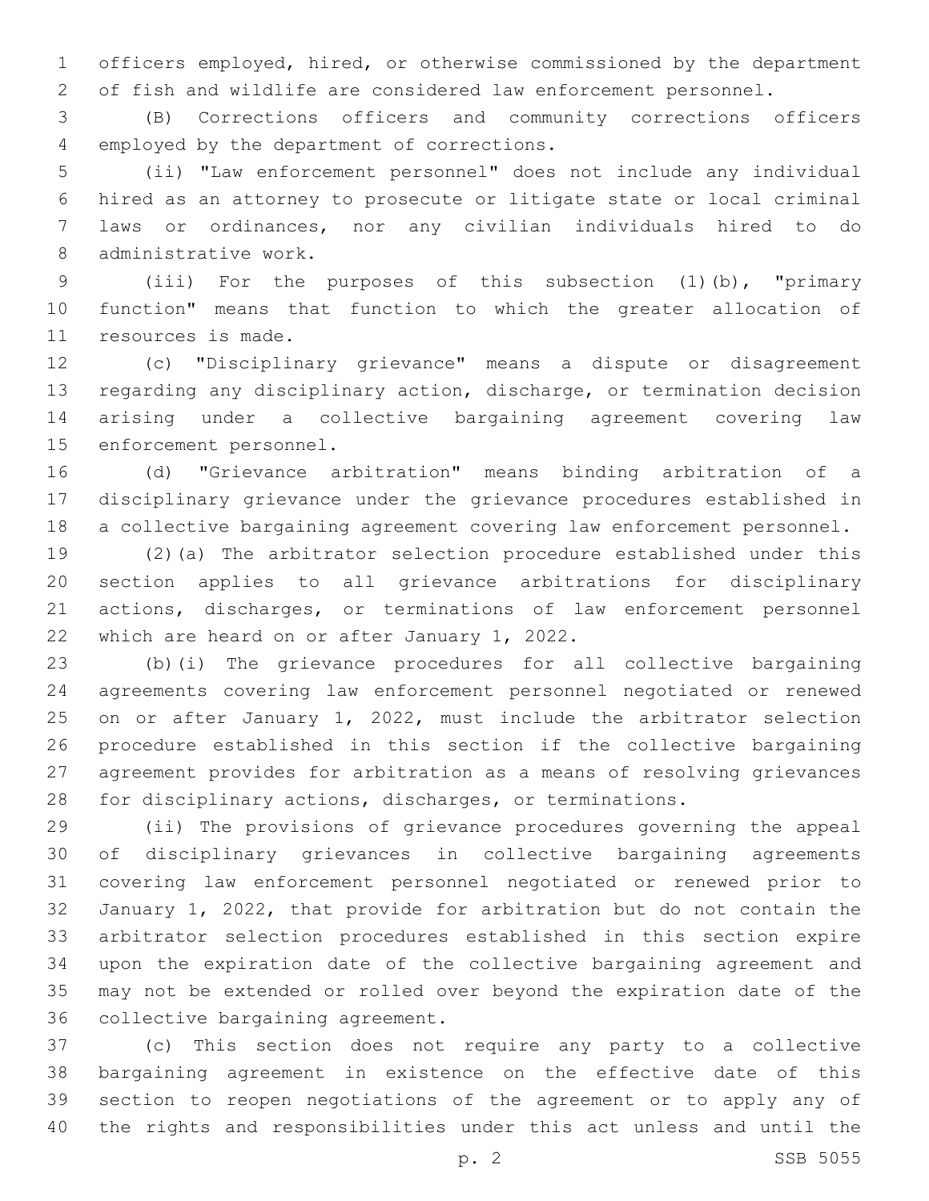officers employed, hired, or otherwise commissioned by the department of fish and wildlife are considered law enforcement personnel.

(B) Corrections officers and community corrections officers employed by the department of corrections.

(ii) "Law enforcement personnel" does not include any individual hired as an attorney to prosecute or litigate state or local criminal laws or ordinances, nor any civilian individuals hired to do administrative work.

(iii) For the purposes of this subsection (1)(b), "primary function" means that function to which the greater allocation of resources is made.

(c) "Disciplinary grievance" means a dispute or disagreement regarding any disciplinary action, discharge, or termination decision arising under a collective bargaining agreement covering law enforcement personnel.

(d) "Grievance arbitration" means binding arbitration of a disciplinary grievance under the grievance procedures established in a collective bargaining agreement covering law enforcement personnel.

(2)(a) The arbitrator selection procedure established under this section applies to all grievance arbitrations for disciplinary actions, discharges, or terminations of law enforcement personnel which are heard on or after January 1, 2022.

(b)(i) The grievance procedures for all collective bargaining agreements covering law enforcement personnel negotiated or renewed on or after January 1, 2022, must include the arbitrator selection procedure established in this section if the collective bargaining agreement provides for arbitration as a means of resolving grievances for disciplinary actions, discharges, or terminations.

(ii) The provisions of grievance procedures governing the appeal of disciplinary grievances in collective bargaining agreements covering law enforcement personnel negotiated or renewed prior to January 1, 2022, that provide for arbitration but do not contain the arbitrator selection procedures established in this section expire upon the expiration date of the collective bargaining agreement and may not be extended or rolled over beyond the expiration date of the collective bargaining agreement.

(c) This section does not require any party to a collective bargaining agreement in existence on the effective date of this section to reopen negotiations of the agreement or to apply any of the rights and responsibilities under this act unless and until the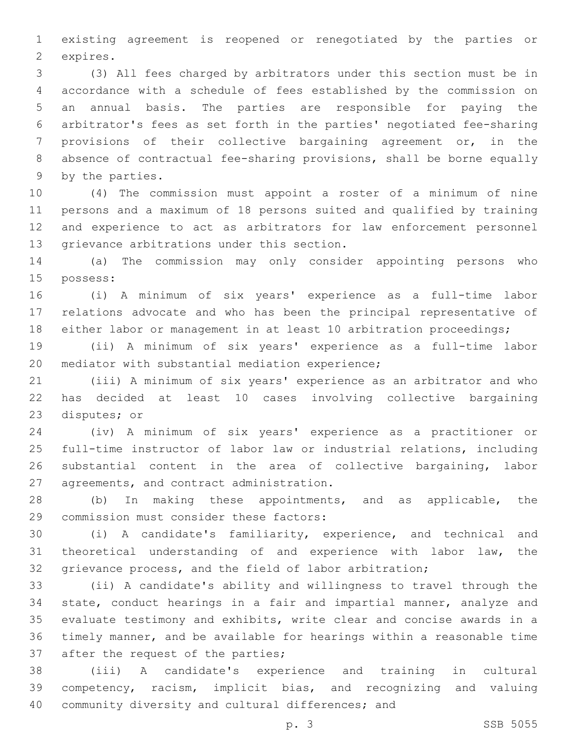existing agreement is reopened or renegotiated by the parties or expires.

(3) All fees charged by arbitrators under this section must be in accordance with a schedule of fees established by the commission on an annual basis. The parties are responsible for paying the arbitrator's fees as set forth in the parties' negotiated fee-sharing provisions of their collective bargaining agreement or, in the absence of contractual fee-sharing provisions, shall be borne equally by the parties.

(4) The commission must appoint a roster of a minimum of nine persons and a maximum of 18 persons suited and qualified by training and experience to act as arbitrators for law enforcement personnel grievance arbitrations under this section.

(a) The commission may only consider appointing persons who possess:

(i) A minimum of six years' experience as a full-time labor relations advocate and who has been the principal representative of either labor or management in at least 10 arbitration proceedings;

(ii) A minimum of six years' experience as a full-time labor mediator with substantial mediation experience;

(iii) A minimum of six years' experience as an arbitrator and who has decided at least 10 cases involving collective bargaining disputes; or

(iv) A minimum of six years' experience as a practitioner or full-time instructor of labor law or industrial relations, including substantial content in the area of collective bargaining, labor agreements, and contract administration.

(b) In making these appointments, and as applicable, the commission must consider these factors:

(i) A candidate's familiarity, experience, and technical and theoretical understanding of and experience with labor law, the grievance process, and the field of labor arbitration;

(ii) A candidate's ability and willingness to travel through the state, conduct hearings in a fair and impartial manner, analyze and evaluate testimony and exhibits, write clear and concise awards in a timely manner, and be available for hearings within a reasonable time after the request of the parties;

(iii) A candidate's experience and training in cultural competency, racism, implicit bias, and recognizing and valuing community diversity and cultural differences; and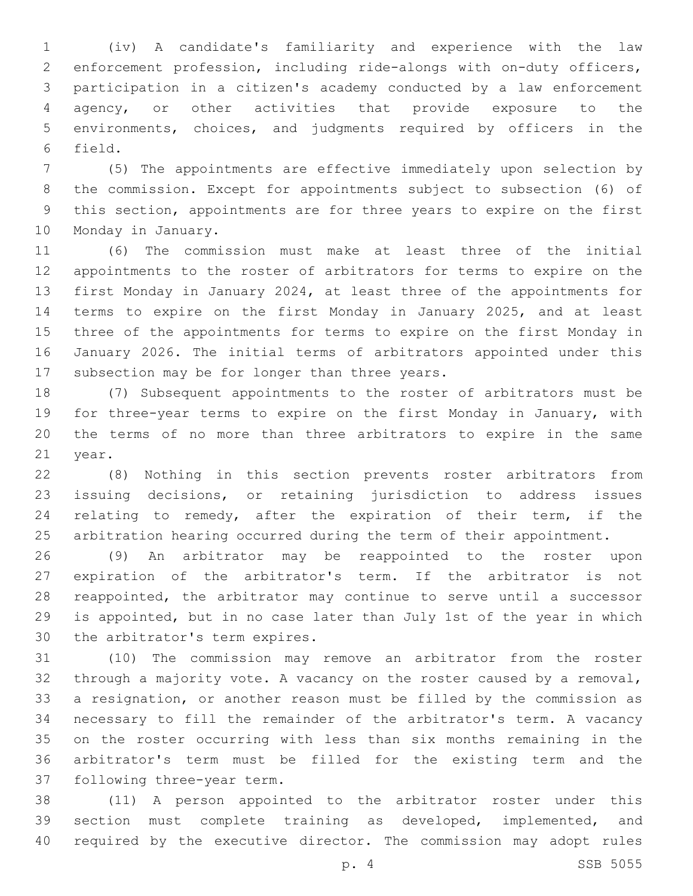(iv) A candidate's familiarity and experience with the law enforcement profession, including ride-alongs with on-duty officers, participation in a citizen's academy conducted by a law enforcement agency, or other activities that provide exposure to the environments, choices, and judgments required by officers in the field.

(5) The appointments are effective immediately upon selection by the commission. Except for appointments subject to subsection (6) of this section, appointments are for three years to expire on the first Monday in January.

(6) The commission must make at least three of the initial appointments to the roster of arbitrators for terms to expire on the first Monday in January 2024, at least three of the appointments for terms to expire on the first Monday in January 2025, and at least three of the appointments for terms to expire on the first Monday in January 2026. The initial terms of arbitrators appointed under this subsection may be for longer than three years.

(7) Subsequent appointments to the roster of arbitrators must be for three-year terms to expire on the first Monday in January, with the terms of no more than three arbitrators to expire in the same year.

(8) Nothing in this section prevents roster arbitrators from issuing decisions, or retaining jurisdiction to address issues relating to remedy, after the expiration of their term, if the arbitration hearing occurred during the term of their appointment.

(9) An arbitrator may be reappointed to the roster upon expiration of the arbitrator's term. If the arbitrator is not reappointed, the arbitrator may continue to serve until a successor is appointed, but in no case later than July 1st of the year in which the arbitrator's term expires.

(10) The commission may remove an arbitrator from the roster through a majority vote. A vacancy on the roster caused by a removal, a resignation, or another reason must be filled by the commission as necessary to fill the remainder of the arbitrator's term. A vacancy on the roster occurring with less than six months remaining in the arbitrator's term must be filled for the existing term and the following three-year term.

(11) A person appointed to the arbitrator roster under this section must complete training as developed, implemented, and required by the executive director. The commission may adopt rules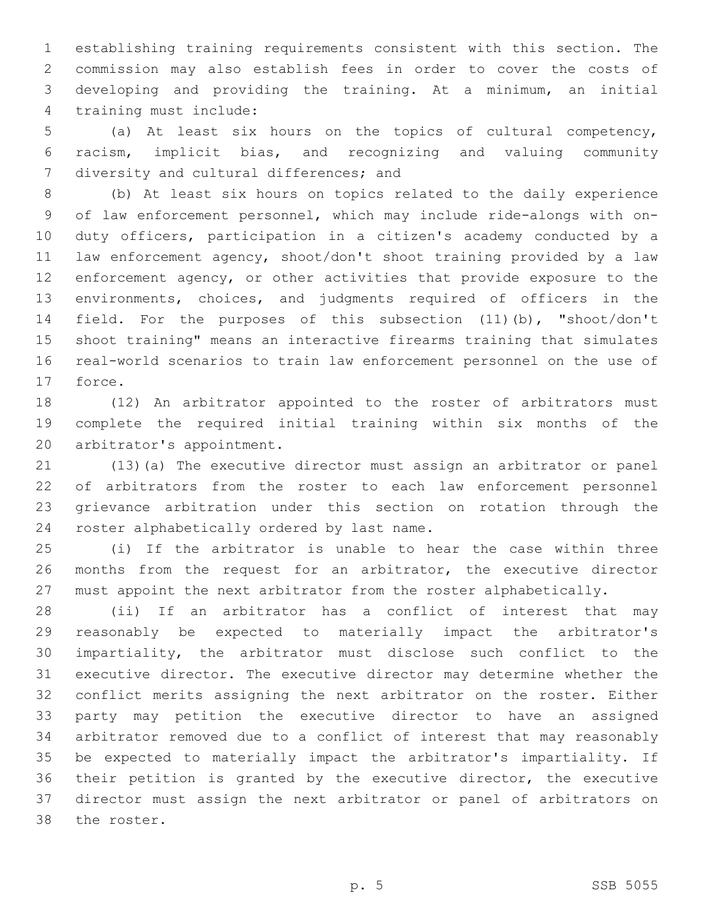establishing training requirements consistent with this section. The commission may also establish fees in order to cover the costs of developing and providing the training. At a minimum, an initial training must include:

(a) At least six hours on the topics of cultural competency, racism, implicit bias, and recognizing and valuing community diversity and cultural differences; and

(b) At least six hours on topics related to the daily experience of law enforcement personnel, which may include ride-alongs with on-duty officers, participation in a citizen's academy conducted by a law enforcement agency, shoot/don't shoot training provided by a law enforcement agency, or other activities that provide exposure to the environments, choices, and judgments required of officers in the field. For the purposes of this subsection (11)(b), "shoot/don't shoot training" means an interactive firearms training that simulates real-world scenarios to train law enforcement personnel on the use of force.

(12) An arbitrator appointed to the roster of arbitrators must complete the required initial training within six months of the arbitrator's appointment.

(13)(a) The executive director must assign an arbitrator or panel of arbitrators from the roster to each law enforcement personnel grievance arbitration under this section on rotation through the roster alphabetically ordered by last name.

(i) If the arbitrator is unable to hear the case within three months from the request for an arbitrator, the executive director must appoint the next arbitrator from the roster alphabetically.

(ii) If an arbitrator has a conflict of interest that may reasonably be expected to materially impact the arbitrator's impartiality, the arbitrator must disclose such conflict to the executive director. The executive director may determine whether the conflict merits assigning the next arbitrator on the roster. Either party may petition the executive director to have an assigned arbitrator removed due to a conflict of interest that may reasonably be expected to materially impact the arbitrator's impartiality. If their petition is granted by the executive director, the executive director must assign the next arbitrator or panel of arbitrators on the roster.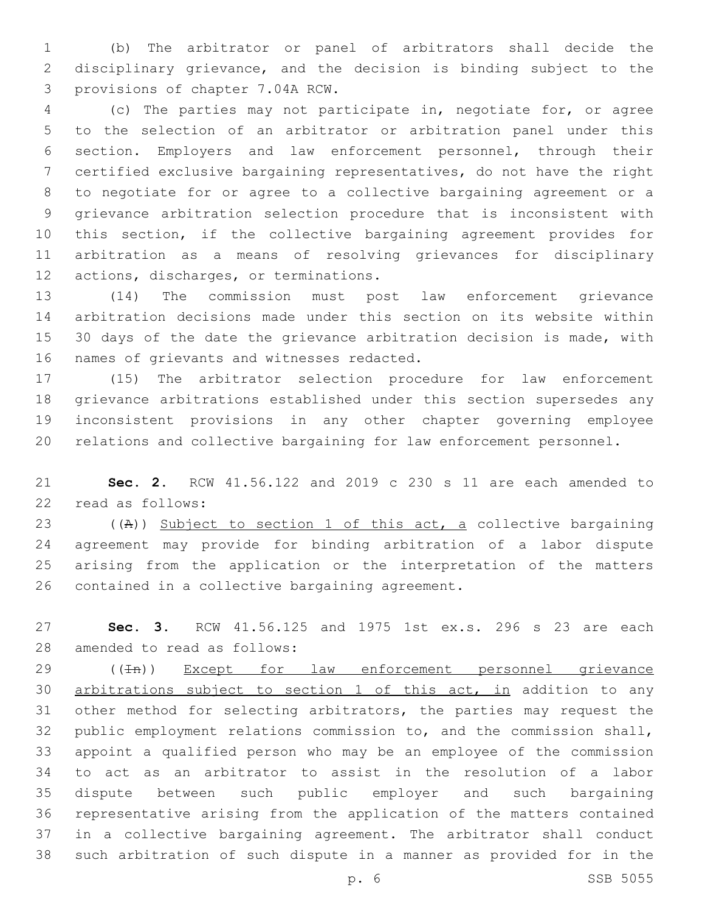(b) The arbitrator or panel of arbitrators shall decide the disciplinary grievance, and the decision is binding subject to the provisions of chapter 7.04A RCW.

(c) The parties may not participate in, negotiate for, or agree to the selection of an arbitrator or arbitration panel under this section. Employers and law enforcement personnel, through their certified exclusive bargaining representatives, do not have the right to negotiate for or agree to a collective bargaining agreement or a grievance arbitration selection procedure that is inconsistent with this section, if the collective bargaining agreement provides for arbitration as a means of resolving grievances for disciplinary actions, discharges, or terminations.

(14) The commission must post law enforcement grievance arbitration decisions made under this section on its website within 30 days of the date the grievance arbitration decision is made, with names of grievants and witnesses redacted.

(15) The arbitrator selection procedure for law enforcement grievance arbitrations established under this section supersedes any inconsistent provisions in any other chapter governing employee relations and collective bargaining for law enforcement personnel.

**Sec. 2.** RCW 41.56.122 and 2019 c 230 s 11 are each amended to read as follows:

((~~A~~)) <u>Subject to section 1 of this act, a</u> collective bargaining agreement may provide for binding arbitration of a labor dispute arising from the application or the interpretation of the matters contained in a collective bargaining agreement.

**Sec. 3.** RCW 41.56.125 and 1975 1st ex.s. 296 s 23 are each amended to read as follows:

((~~In~~)) <u>Except for law enforcement personnel grievance arbitrations subject to section 1 of this act, in</u> addition to any other method for selecting arbitrators, the parties may request the public employment relations commission to, and the commission shall, appoint a qualified person who may be an employee of the commission to act as an arbitrator to assist in the resolution of a labor dispute between such public employer and such bargaining representative arising from the application of the matters contained in a collective bargaining agreement. The arbitrator shall conduct such arbitration of such dispute in a manner as provided for in the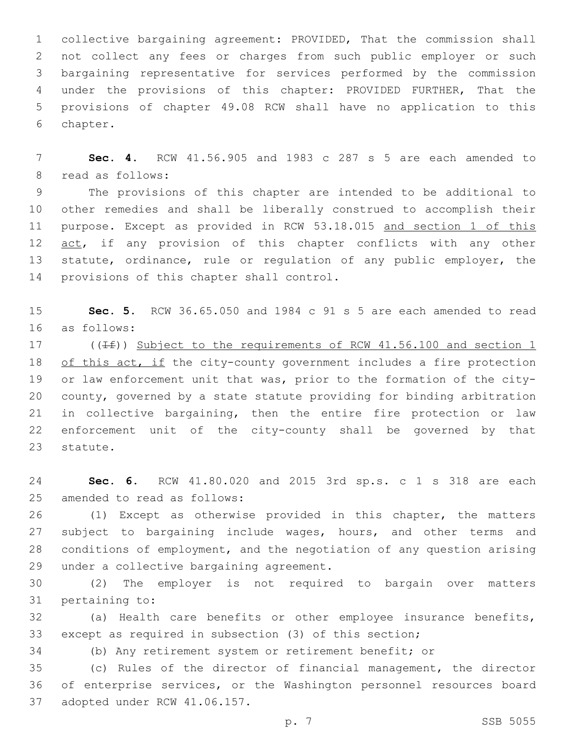collective bargaining agreement: PROVIDED, That the commission shall not collect any fees or charges from such public employer or such bargaining representative for services performed by the commission under the provisions of this chapter: PROVIDED FURTHER, That the provisions of chapter 49.08 RCW shall have no application to this chapter.

**Sec. 4.** RCW 41.56.905 and 1983 c 287 s 5 are each amended to read as follows:

The provisions of this chapter are intended to be additional to other remedies and shall be liberally construed to accomplish their purpose. Except as provided in RCW 53.18.015 and section 1 of this act, if any provision of this chapter conflicts with any other statute, ordinance, rule or regulation of any public employer, the provisions of this chapter shall control.

**Sec. 5.** RCW 36.65.050 and 1984 c 91 s 5 are each amended to read as follows:

((~~If~~)) Subject to the requirements of RCW 41.56.100 and section 1 of this act, if the city-county government includes a fire protection or law enforcement unit that was, prior to the formation of the city-county, governed by a state statute providing for binding arbitration in collective bargaining, then the entire fire protection or law enforcement unit of the city-county shall be governed by that statute.

**Sec. 6.** RCW 41.80.020 and 2015 3rd sp.s. c 1 s 318 are each amended to read as follows:

(1) Except as otherwise provided in this chapter, the matters subject to bargaining include wages, hours, and other terms and conditions of employment, and the negotiation of any question arising under a collective bargaining agreement.

(2) The employer is not required to bargain over matters pertaining to:

(a) Health care benefits or other employee insurance benefits, except as required in subsection (3) of this section;

(b) Any retirement system or retirement benefit; or

(c) Rules of the director of financial management, the director of enterprise services, or the Washington personnel resources board adopted under RCW 41.06.157.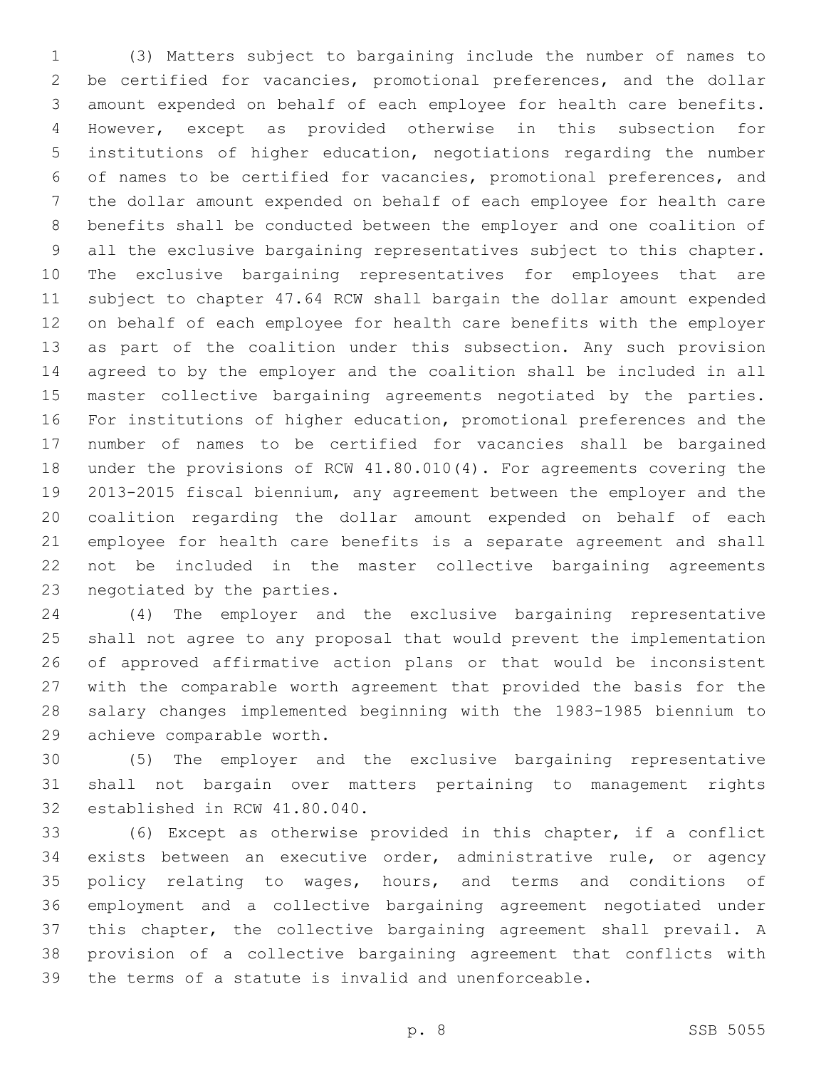(3) Matters subject to bargaining include the number of names to be certified for vacancies, promotional preferences, and the dollar amount expended on behalf of each employee for health care benefits. However, except as provided otherwise in this subsection for institutions of higher education, negotiations regarding the number of names to be certified for vacancies, promotional preferences, and the dollar amount expended on behalf of each employee for health care benefits shall be conducted between the employer and one coalition of all the exclusive bargaining representatives subject to this chapter. The exclusive bargaining representatives for employees that are subject to chapter 47.64 RCW shall bargain the dollar amount expended on behalf of each employee for health care benefits with the employer as part of the coalition under this subsection. Any such provision agreed to by the employer and the coalition shall be included in all master collective bargaining agreements negotiated by the parties. For institutions of higher education, promotional preferences and the number of names to be certified for vacancies shall be bargained under the provisions of RCW 41.80.010(4). For agreements covering the 2013-2015 fiscal biennium, any agreement between the employer and the coalition regarding the dollar amount expended on behalf of each employee for health care benefits is a separate agreement and shall not be included in the master collective bargaining agreements negotiated by the parties.

(4) The employer and the exclusive bargaining representative shall not agree to any proposal that would prevent the implementation of approved affirmative action plans or that would be inconsistent with the comparable worth agreement that provided the basis for the salary changes implemented beginning with the 1983-1985 biennium to achieve comparable worth.

(5) The employer and the exclusive bargaining representative shall not bargain over matters pertaining to management rights established in RCW 41.80.040.

(6) Except as otherwise provided in this chapter, if a conflict exists between an executive order, administrative rule, or agency policy relating to wages, hours, and terms and conditions of employment and a collective bargaining agreement negotiated under this chapter, the collective bargaining agreement shall prevail. A provision of a collective bargaining agreement that conflicts with the terms of a statute is invalid and unenforceable.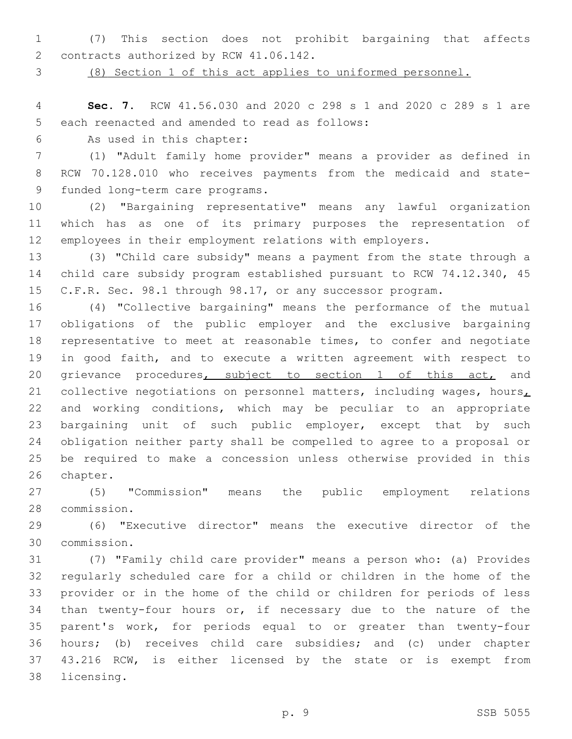(7) This section does not prohibit bargaining that affects contracts authorized by RCW 41.06.142.

<u>(8) Section 1 of this act applies to uniformed personnel.</u>

**Sec. 7.** RCW 41.56.030 and 2020 c 298 s 1 and 2020 c 289 s 1 are each reenacted and amended to read as follows:

As used in this chapter:

(1) "Adult family home provider" means a provider as defined in RCW 70.128.010 who receives payments from the medicaid and state-funded long-term care programs.

(2) "Bargaining representative" means any lawful organization which has as one of its primary purposes the representation of employees in their employment relations with employers.

(3) "Child care subsidy" means a payment from the state through a child care subsidy program established pursuant to RCW 74.12.340, 45 C.F.R. Sec. 98.1 through 98.17, or any successor program.

(4) "Collective bargaining" means the performance of the mutual obligations of the public employer and the exclusive bargaining representative to meet at reasonable times, to confer and negotiate in good faith, and to execute a written agreement with respect to grievance procedures<u>, subject to section 1 of this act,</u> and collective negotiations on personnel matters, including wages, hours<u>,</u> and working conditions, which may be peculiar to an appropriate bargaining unit of such public employer, except that by such obligation neither party shall be compelled to agree to a proposal or be required to make a concession unless otherwise provided in this chapter.

(5) "Commission" means the public employment relations commission.

(6) "Executive director" means the executive director of the commission.

(7) "Family child care provider" means a person who: (a) Provides regularly scheduled care for a child or children in the home of the provider or in the home of the child or children for periods of less than twenty-four hours or, if necessary due to the nature of the parent's work, for periods equal to or greater than twenty-four hours; (b) receives child care subsidies; and (c) under chapter 43.216 RCW, is either licensed by the state or is exempt from licensing.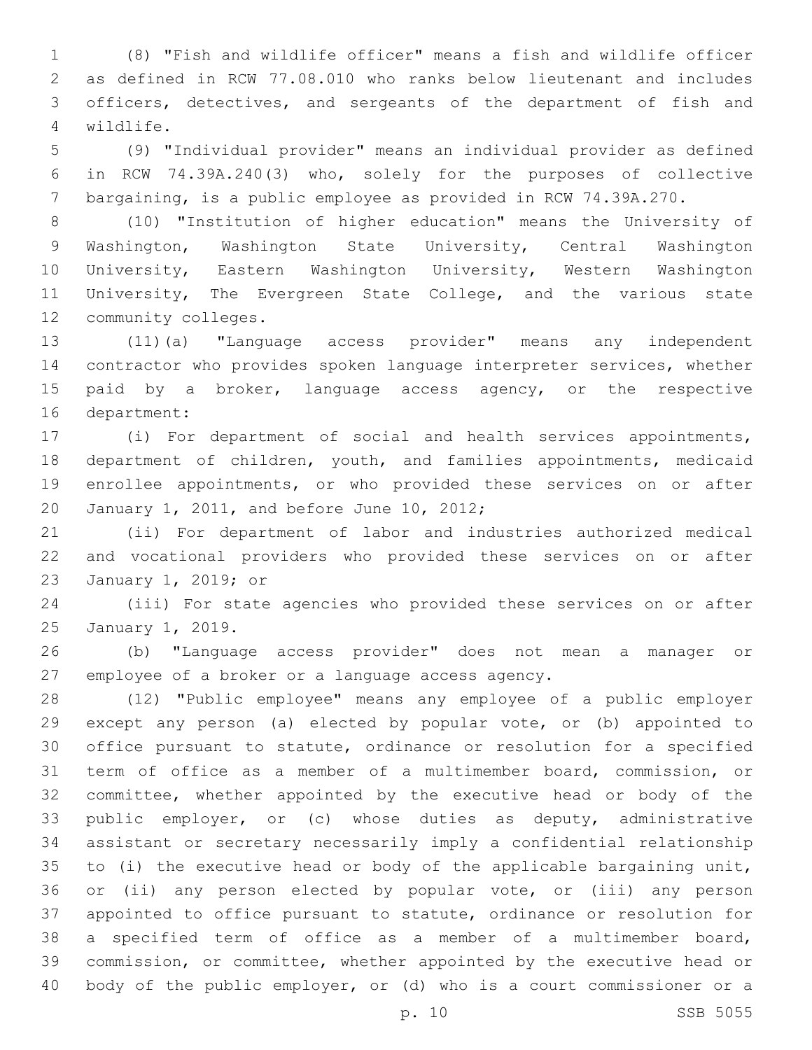(8) "Fish and wildlife officer" means a fish and wildlife officer as defined in RCW 77.08.010 who ranks below lieutenant and includes officers, detectives, and sergeants of the department of fish and wildlife.

(9) "Individual provider" means an individual provider as defined in RCW 74.39A.240(3) who, solely for the purposes of collective bargaining, is a public employee as provided in RCW 74.39A.270.

(10) "Institution of higher education" means the University of Washington, Washington State University, Central Washington University, Eastern Washington University, Western Washington University, The Evergreen State College, and the various state community colleges.

(11)(a) "Language access provider" means any independent contractor who provides spoken language interpreter services, whether paid by a broker, language access agency, or the respective department:

(i) For department of social and health services appointments, department of children, youth, and families appointments, medicaid enrollee appointments, or who provided these services on or after January 1, 2011, and before June 10, 2012;

(ii) For department of labor and industries authorized medical and vocational providers who provided these services on or after January 1, 2019; or

(iii) For state agencies who provided these services on or after January 1, 2019.

(b) "Language access provider" does not mean a manager or employee of a broker or a language access agency.

(12) "Public employee" means any employee of a public employer except any person (a) elected by popular vote, or (b) appointed to office pursuant to statute, ordinance or resolution for a specified term of office as a member of a multimember board, commission, or committee, whether appointed by the executive head or body of the public employer, or (c) whose duties as deputy, administrative assistant or secretary necessarily imply a confidential relationship to (i) the executive head or body of the applicable bargaining unit, or (ii) any person elected by popular vote, or (iii) any person appointed to office pursuant to statute, ordinance or resolution for a specified term of office as a member of a multimember board, commission, or committee, whether appointed by the executive head or body of the public employer, or (d) who is a court commissioner or a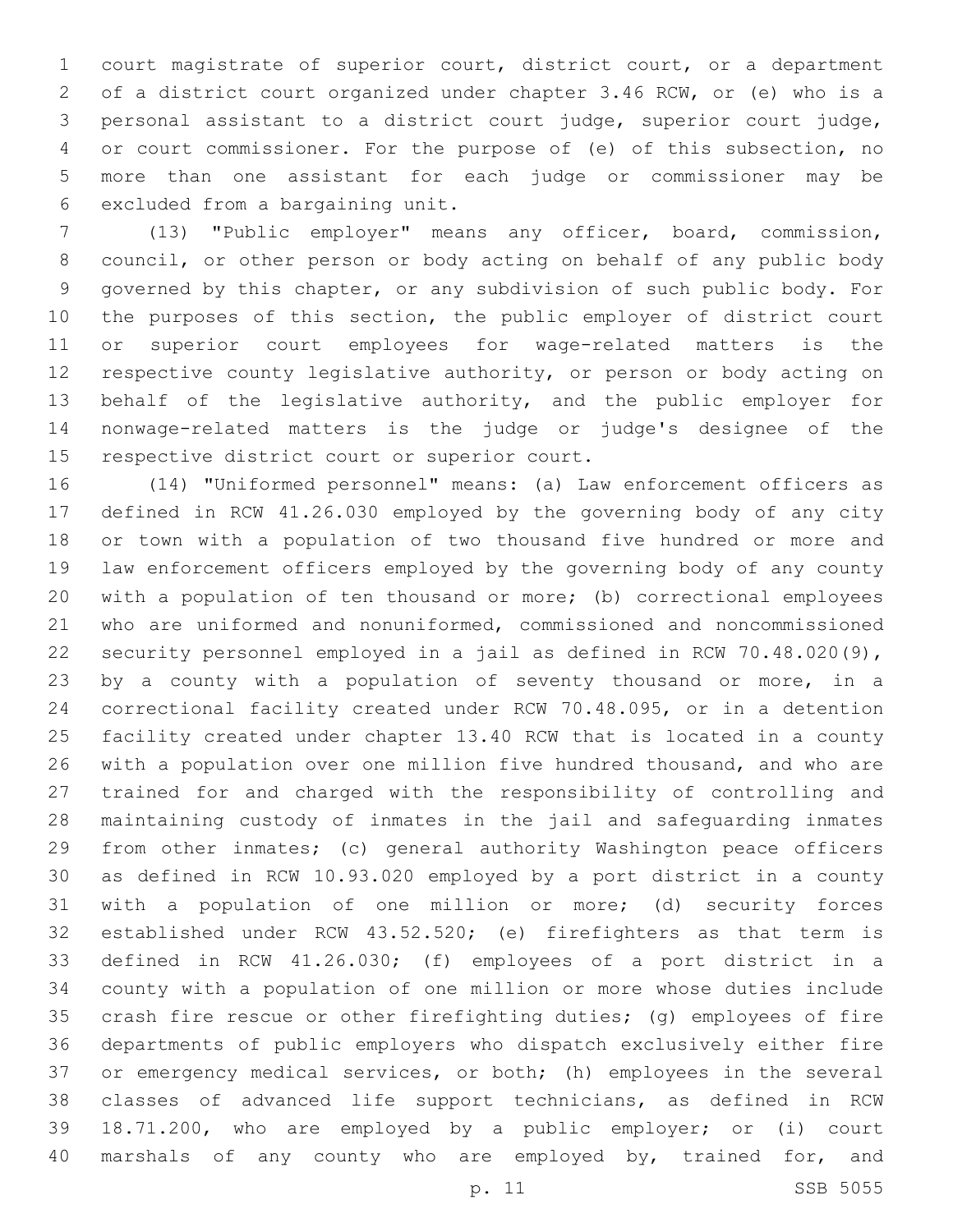court magistrate of superior court, district court, or a department of a district court organized under chapter 3.46 RCW, or (e) who is a personal assistant to a district court judge, superior court judge, or court commissioner. For the purpose of (e) of this subsection, no more than one assistant for each judge or commissioner may be excluded from a bargaining unit.

(13) "Public employer" means any officer, board, commission, council, or other person or body acting on behalf of any public body governed by this chapter, or any subdivision of such public body. For the purposes of this section, the public employer of district court or superior court employees for wage-related matters is the respective county legislative authority, or person or body acting on behalf of the legislative authority, and the public employer for nonwage-related matters is the judge or judge's designee of the respective district court or superior court.

(14) "Uniformed personnel" means: (a) Law enforcement officers as defined in RCW 41.26.030 employed by the governing body of any city or town with a population of two thousand five hundred or more and law enforcement officers employed by the governing body of any county with a population of ten thousand or more; (b) correctional employees who are uniformed and nonuniformed, commissioned and noncommissioned security personnel employed in a jail as defined in RCW 70.48.020(9), by a county with a population of seventy thousand or more, in a correctional facility created under RCW 70.48.095, or in a detention facility created under chapter 13.40 RCW that is located in a county with a population over one million five hundred thousand, and who are trained for and charged with the responsibility of controlling and maintaining custody of inmates in the jail and safeguarding inmates from other inmates; (c) general authority Washington peace officers as defined in RCW 10.93.020 employed by a port district in a county with a population of one million or more; (d) security forces established under RCW 43.52.520; (e) firefighters as that term is defined in RCW 41.26.030; (f) employees of a port district in a county with a population of one million or more whose duties include crash fire rescue or other firefighting duties; (g) employees of fire departments of public employers who dispatch exclusively either fire or emergency medical services, or both; (h) employees in the several classes of advanced life support technicians, as defined in RCW 18.71.200, who are employed by a public employer; or (i) court marshals of any county who are employed by, trained for, and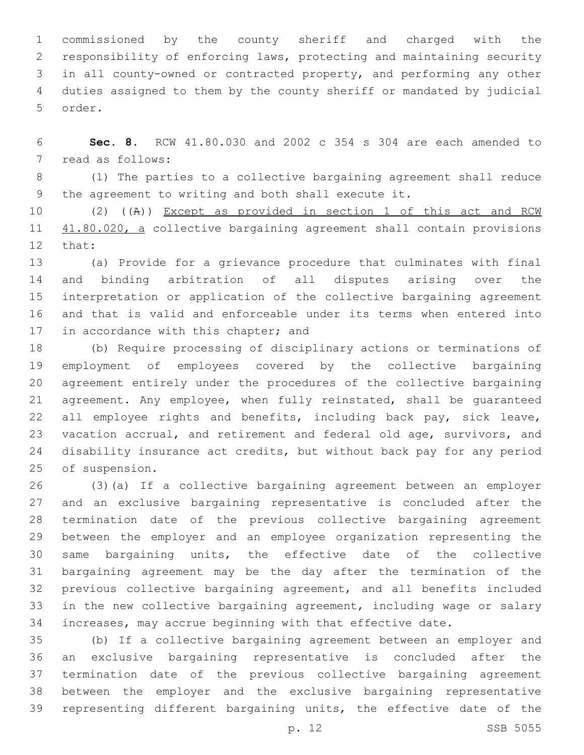commissioned by the county sheriff and charged with the responsibility of enforcing laws, protecting and maintaining security in all county-owned or contracted property, and performing any other duties assigned to them by the county sheriff or mandated by judicial order.

**Sec. 8.** RCW 41.80.030 and 2002 c 354 s 304 are each amended to read as follows:

(1) The parties to a collective bargaining agreement shall reduce the agreement to writing and both shall execute it.

(2) ((A)) Except as provided in section 1 of this act and RCW 41.80.020, a collective bargaining agreement shall contain provisions that:

(a) Provide for a grievance procedure that culminates with final and binding arbitration of all disputes arising over the interpretation or application of the collective bargaining agreement and that is valid and enforceable under its terms when entered into in accordance with this chapter; and

(b) Require processing of disciplinary actions or terminations of employment of employees covered by the collective bargaining agreement entirely under the procedures of the collective bargaining agreement. Any employee, when fully reinstated, shall be guaranteed all employee rights and benefits, including back pay, sick leave, vacation accrual, and retirement and federal old age, survivors, and disability insurance act credits, but without back pay for any period of suspension.

(3)(a) If a collective bargaining agreement between an employer and an exclusive bargaining representative is concluded after the termination date of the previous collective bargaining agreement between the employer and an employee organization representing the same bargaining units, the effective date of the collective bargaining agreement may be the day after the termination of the previous collective bargaining agreement, and all benefits included in the new collective bargaining agreement, including wage or salary increases, may accrue beginning with that effective date.

(b) If a collective bargaining agreement between an employer and an exclusive bargaining representative is concluded after the termination date of the previous collective bargaining agreement between the employer and the exclusive bargaining representative representing different bargaining units, the effective date of the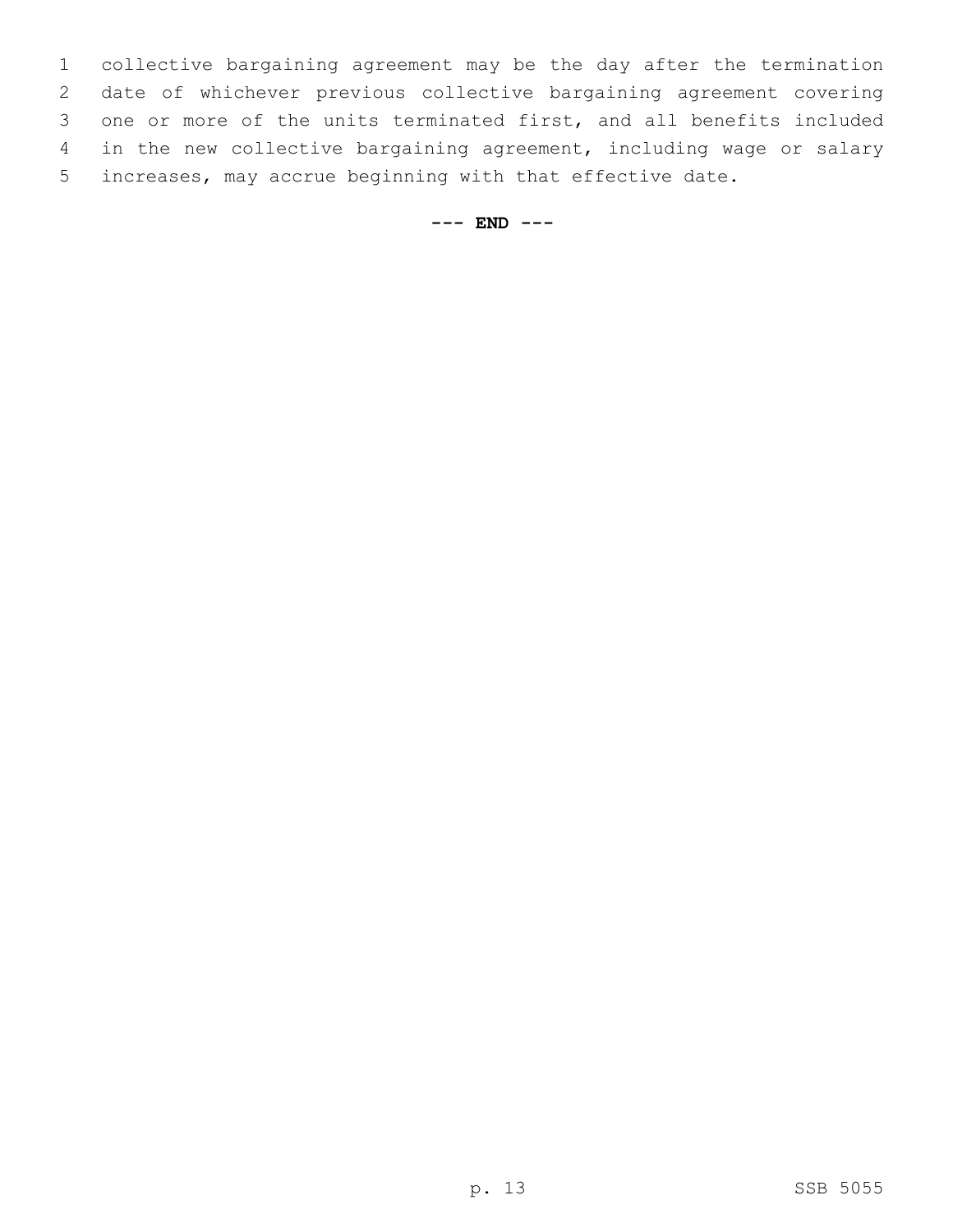collective bargaining agreement may be the day after the termination date of whichever previous collective bargaining agreement covering one or more of the units terminated first, and all benefits included in the new collective bargaining agreement, including wage or salary increases, may accrue beginning with that effective date.

**--- END ---**